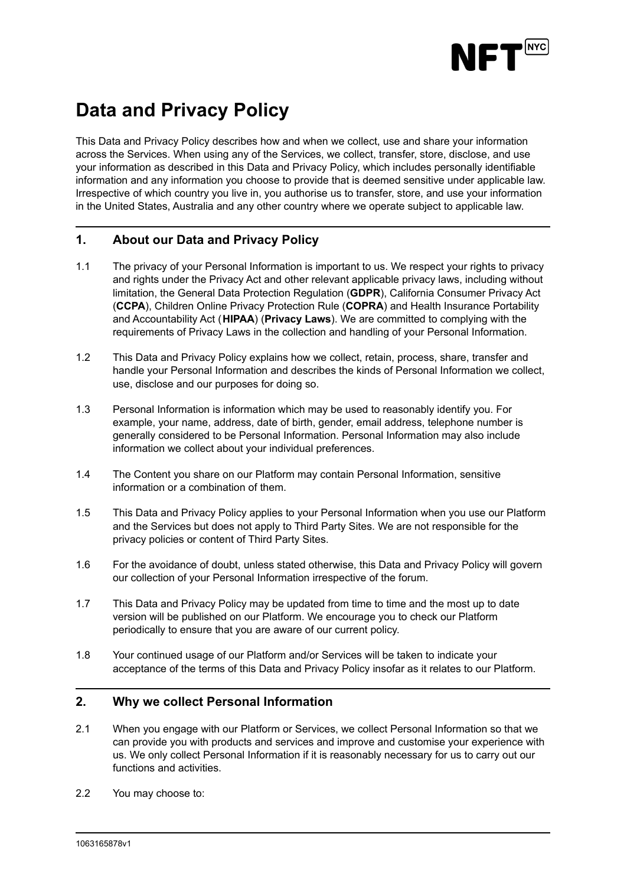# Data and Privacy Policy

This Data and Privacy Policy describes how and when we collect, use and share your information across the Services. When using any of the Services, we collect, transfer, store, disclose, and use your information as described in this Data and Privacy Policy, which includes personally identifiable information and any information you choose to provide that is deemed sensitive under applicable law. Irrespective of which country you live in, you authorise us to transfer, store, and use your information in the United States, Australia and any other country where we operate subject to applicable law.

## 1. About our Data and Privacy Policy

1.1 The privacy of your Personal Information is important to us. We respect your rights to privacy and rights under the Privacy Act and other relevant applicable privacy laws, including without limitation, the General Data Protection Regulation (**GDPR**), California Consumer Privacy Act (**CCPA**), Children Online Privacy Protection Rule (**COPRA**) and Health Insurance Portability and Accountability Act (**HIPAA**) (**Privacy Laws**). We are committed to complying with the requirements of Privacy Laws in the collection and handling of your Personal Information.

1.2 This Data and Privacy Policy explains how we collect, retain, process, share, transfer and handle your Personal Information and describes the kinds of Personal Information we collect, use, disclose and our purposes for doing so.

1.3 Personal Information is information which may be used to reasonably identify you. For example, your name, address, date of birth, gender, email address, telephone number is generally considered to be Personal Information. Personal Information may also include information we collect about your individual preferences.

1.4 The Content you share on our Platform may contain Personal Information, sensitive information or a combination of them.

1.5 This Data and Privacy Policy applies to your Personal Information when you use our Platform and the Services but does not apply to Third Party Sites. We are not responsible for the privacy policies or content of Third Party Sites.

1.6 For the avoidance of doubt, unless stated otherwise, this Data and Privacy Policy will govern our collection of your Personal Information irrespective of the forum.

1.7 This Data and Privacy Policy may be updated from time to time and the most up to date version will be published on our Platform. We encourage you to check our Platform periodically to ensure that you are aware of our current policy.

1.8 Your continued usage of our Platform and/or Services will be taken to indicate your acceptance of the terms of this Data and Privacy Policy insofar as it relates to our Platform.

## 2. Why we collect Personal Information

2.1 When you engage with our Platform or Services, we collect Personal Information so that we can provide you with products and services and improve and customise your experience with us. We only collect Personal Information if it is reasonably necessary for us to carry out our functions and activities.

2.2 You may choose to: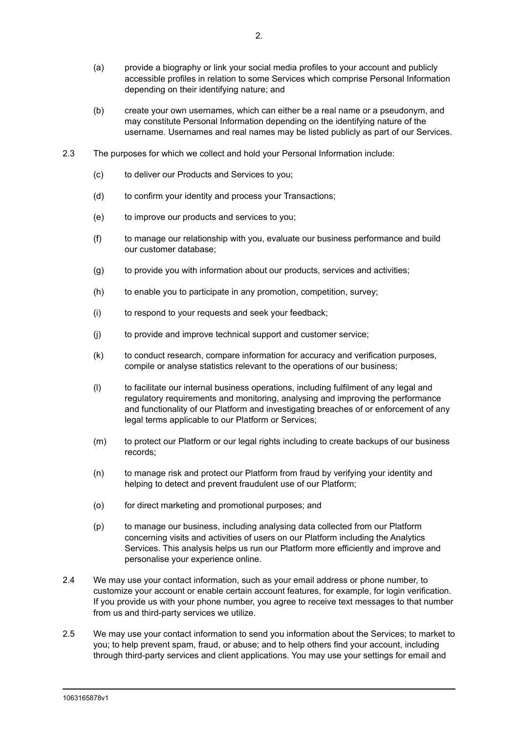(a) provide a biography or link your social media profiles to your account and publicly accessible profiles in relation to some Services which comprise Personal Information depending on their identifying nature; and

(b) create your own usernames, which can either be a real name or a pseudonym, and may constitute Personal Information depending on the identifying nature of the username. Usernames and real names may be listed publicly as part of our Services.

2.3 The purposes for which we collect and hold your Personal Information include:

(c) to deliver our Products and Services to you;

(d) to confirm your identity and process your Transactions;

(e) to improve our products and services to you;

(f) to manage our relationship with you, evaluate our business performance and build our customer database;

(g) to provide you with information about our products, services and activities;

(h) to enable you to participate in any promotion, competition, survey;

(i) to respond to your requests and seek your feedback;

(j) to provide and improve technical support and customer service;

(k) to conduct research, compare information for accuracy and verification purposes, compile or analyse statistics relevant to the operations of our business;

(l) to facilitate our internal business operations, including fulfilment of any legal and regulatory requirements and monitoring, analysing and improving the performance and functionality of our Platform and investigating breaches of or enforcement of any legal terms applicable to our Platform or Services;

(m) to protect our Platform or our legal rights including to create backups of our business records;

(n) to manage risk and protect our Platform from fraud by verifying your identity and helping to detect and prevent fraudulent use of our Platform;

(o) for direct marketing and promotional purposes; and

(p) to manage our business, including analysing data collected from our Platform concerning visits and activities of users on our Platform including the Analytics Services. This analysis helps us run our Platform more efficiently and improve and personalise your experience online.

2.4 We may use your contact information, such as your email address or phone number, to customize your account or enable certain account features, for example, for login verification. If you provide us with your phone number, you agree to receive text messages to that number from us and third-party services we utilize.

2.5 We may use your contact information to send you information about the Services; to market to you; to help prevent spam, fraud, or abuse; and to help others find your account, including through third-party services and client applications. You may use your settings for email and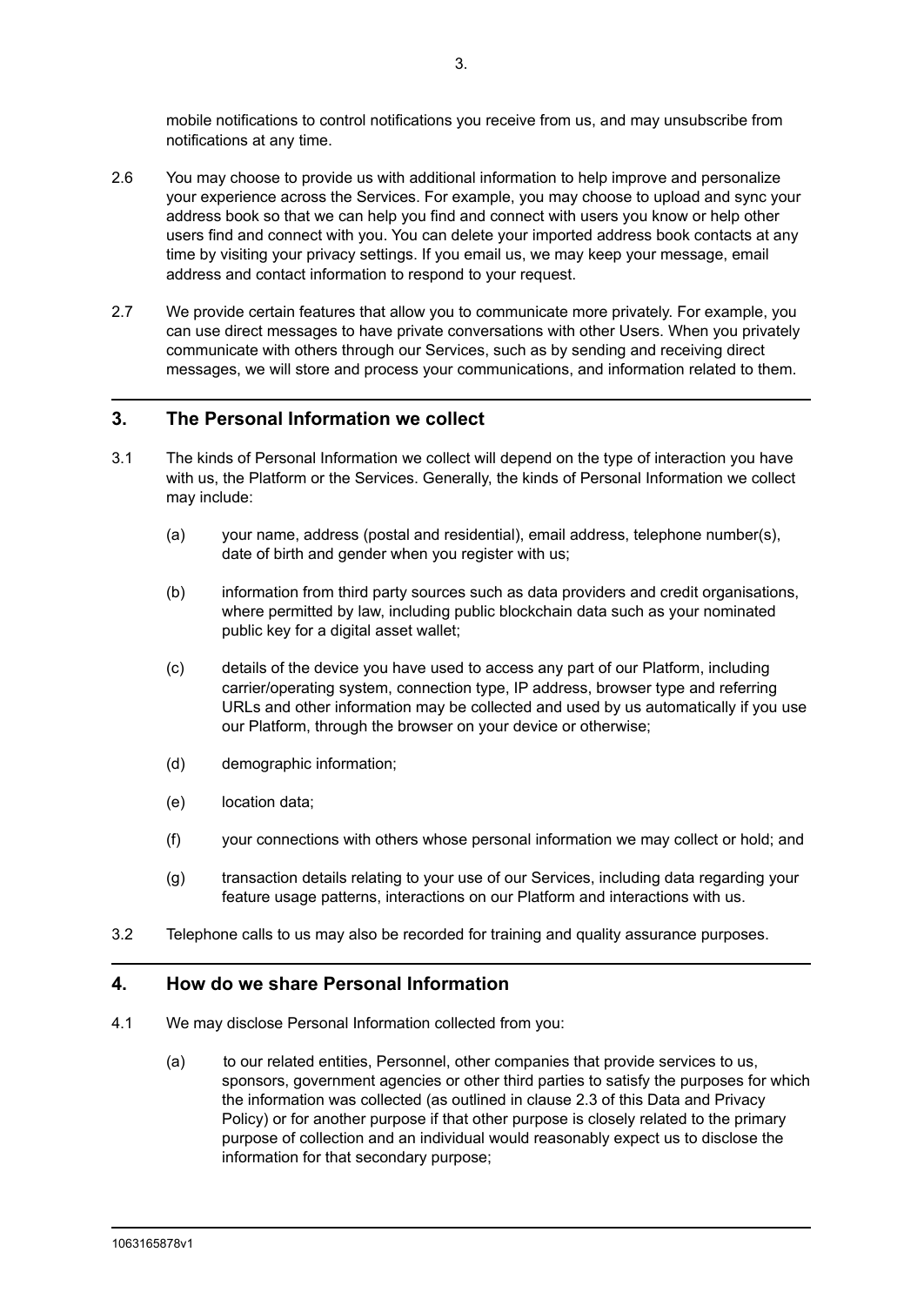mobile notifications to control notifications you receive from us, and may unsubscribe from notifications at any time.

2.6 You may choose to provide us with additional information to help improve and personalize your experience across the Services. For example, you may choose to upload and sync your address book so that we can help you find and connect with users you know or help other users find and connect with you. You can delete your imported address book contacts at any time by visiting your privacy settings. If you email us, we may keep your message, email address and contact information to respond to your request.

2.7 We provide certain features that allow you to communicate more privately. For example, you can use direct messages to have private conversations with other Users. When you privately communicate with others through our Services, such as by sending and receiving direct messages, we will store and process your communications, and information related to them.

## 3. The Personal Information we collect

3.1 The kinds of Personal Information we collect will depend on the type of interaction you have with us, the Platform or the Services. Generally, the kinds of Personal Information we collect may include:

(a) your name, address (postal and residential), email address, telephone number(s), date of birth and gender when you register with us;

(b) information from third party sources such as data providers and credit organisations, where permitted by law, including public blockchain data such as your nominated public key for a digital asset wallet;

(c) details of the device you have used to access any part of our Platform, including carrier/operating system, connection type, IP address, browser type and referring URLs and other information may be collected and used by us automatically if you use our Platform, through the browser on your device or otherwise;

(d) demographic information;

(e) location data;

(f) your connections with others whose personal information we may collect or hold; and

(g) transaction details relating to your use of our Services, including data regarding your feature usage patterns, interactions on our Platform and interactions with us.

3.2 Telephone calls to us may also be recorded for training and quality assurance purposes.

## 4. How do we share Personal Information

4.1 We may disclose Personal Information collected from you:

(a) to our related entities, Personnel, other companies that provide services to us, sponsors, government agencies or other third parties to satisfy the purposes for which the information was collected (as outlined in clause 2.3 of this Data and Privacy Policy) or for another purpose if that other purpose is closely related to the primary purpose of collection and an individual would reasonably expect us to disclose the information for that secondary purpose;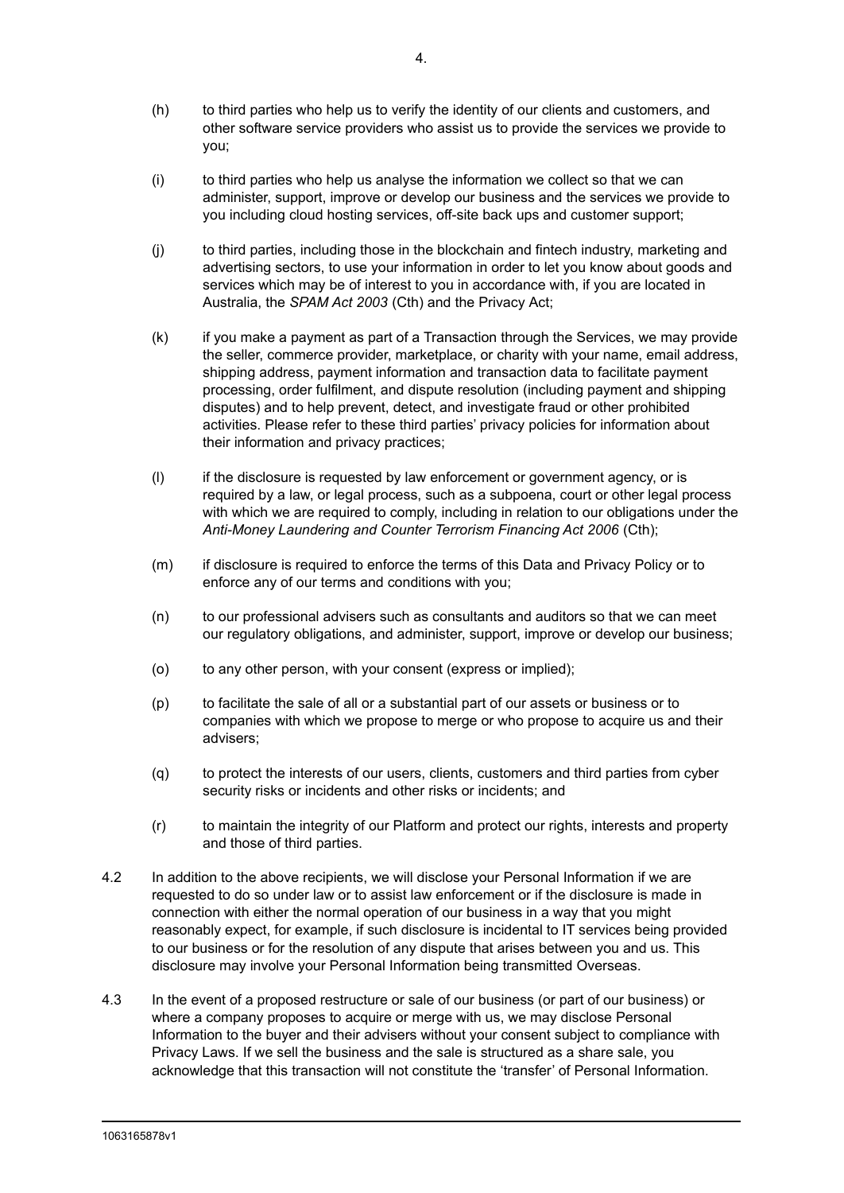(h) to third parties who help us to verify the identity of our clients and customers, and other software service providers who assist us to provide the services we provide to you;

(i) to third parties who help us analyse the information we collect so that we can administer, support, improve or develop our business and the services we provide to you including cloud hosting services, off-site back ups and customer support;

(j) to third parties, including those in the blockchain and fintech industry, marketing and advertising sectors, to use your information in order to let you know about goods and services which may be of interest to you in accordance with, if you are located in Australia, the *SPAM Act 2003* (Cth) and the Privacy Act;

(k) if you make a payment as part of a Transaction through the Services, we may provide the seller, commerce provider, marketplace, or charity with your name, email address, shipping address, payment information and transaction data to facilitate payment processing, order fulfilment, and dispute resolution (including payment and shipping disputes) and to help prevent, detect, and investigate fraud or other prohibited activities. Please refer to these third parties' privacy policies for information about their information and privacy practices;

(l) if the disclosure is requested by law enforcement or government agency, or is required by a law, or legal process, such as a subpoena, court or other legal process with which we are required to comply, including in relation to our obligations under the *Anti-Money Laundering and Counter Terrorism Financing Act 2006* (Cth);

(m) if disclosure is required to enforce the terms of this Data and Privacy Policy or to enforce any of our terms and conditions with you;

(n) to our professional advisers such as consultants and auditors so that we can meet our regulatory obligations, and administer, support, improve or develop our business;

(o) to any other person, with your consent (express or implied);

(p) to facilitate the sale of all or a substantial part of our assets or business or to companies with which we propose to merge or who propose to acquire us and their advisers;

(q) to protect the interests of our users, clients, customers and third parties from cyber security risks or incidents and other risks or incidents; and

(r) to maintain the integrity of our Platform and protect our rights, interests and property and those of third parties.

4.2 In addition to the above recipients, we will disclose your Personal Information if we are requested to do so under law or to assist law enforcement or if the disclosure is made in connection with either the normal operation of our business in a way that you might reasonably expect, for example, if such disclosure is incidental to IT services being provided to our business or for the resolution of any dispute that arises between you and us. This disclosure may involve your Personal Information being transmitted Overseas.

4.3 In the event of a proposed restructure or sale of our business (or part of our business) or where a company proposes to acquire or merge with us, we may disclose Personal Information to the buyer and their advisers without your consent subject to compliance with Privacy Laws. If we sell the business and the sale is structured as a share sale, you acknowledge that this transaction will not constitute the 'transfer' of Personal Information.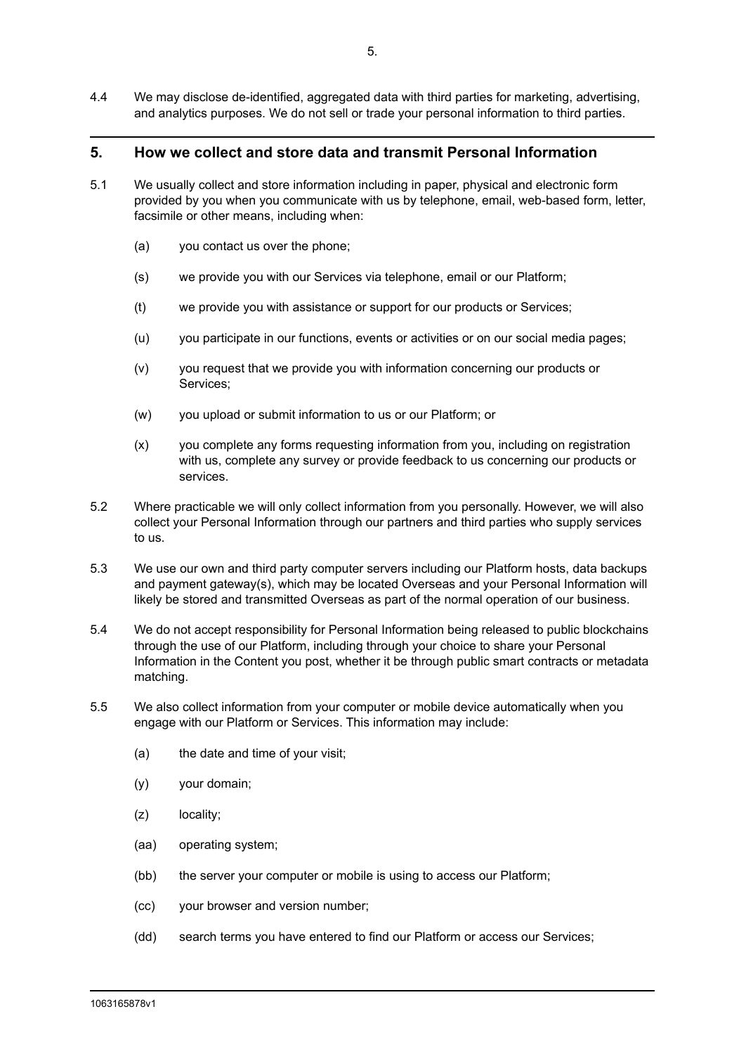4.4 We may disclose de-identified, aggregated data with third parties for marketing, advertising, and analytics purposes. We do not sell or trade your personal information to third parties.

## 5. How we collect and store data and transmit Personal Information

5.1 We usually collect and store information including in paper, physical and electronic form provided by you when you communicate with us by telephone, email, web-based form, letter, facsimile or other means, including when:

(a) you contact us over the phone;

(s) we provide you with our Services via telephone, email or our Platform;

(t) we provide you with assistance or support for our products or Services;

(u) you participate in our functions, events or activities or on our social media pages;

(v) you request that we provide you with information concerning our products or Services;

(w) you upload or submit information to us or our Platform; or

(x) you complete any forms requesting information from you, including on registration with us, complete any survey or provide feedback to us concerning our products or services.

5.2 Where practicable we will only collect information from you personally. However, we will also collect your Personal Information through our partners and third parties who supply services to us.

5.3 We use our own and third party computer servers including our Platform hosts, data backups and payment gateway(s), which may be located Overseas and your Personal Information will likely be stored and transmitted Overseas as part of the normal operation of our business.

5.4 We do not accept responsibility for Personal Information being released to public blockchains through the use of our Platform, including through your choice to share your Personal Information in the Content you post, whether it be through public smart contracts or metadata matching.

5.5 We also collect information from your computer or mobile device automatically when you engage with our Platform or Services. This information may include:

(a) the date and time of your visit;

(y) your domain;

(z) locality;

(aa) operating system;

(bb) the server your computer or mobile is using to access our Platform;

(cc) your browser and version number;

(dd) search terms you have entered to find our Platform or access our Services;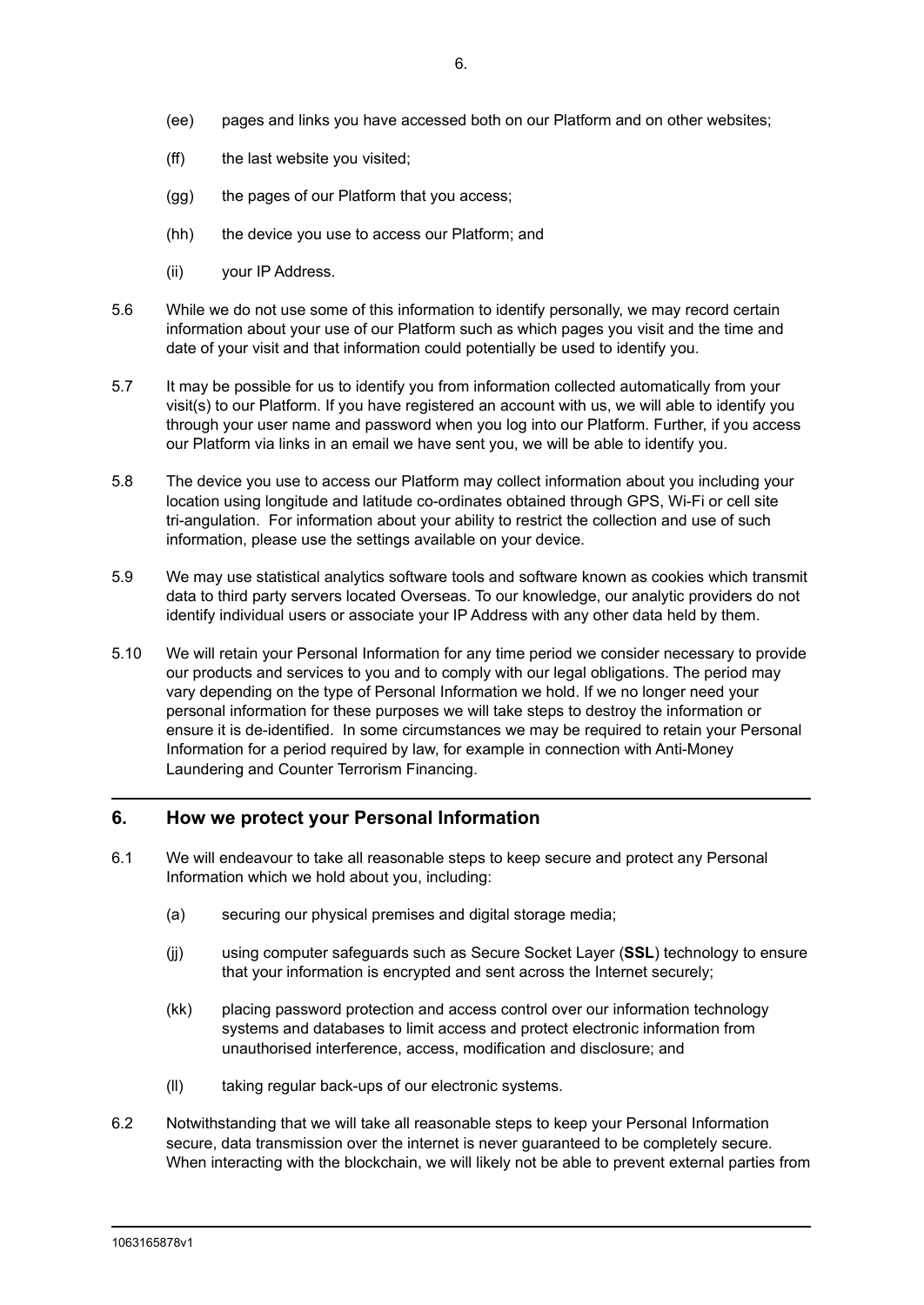(ee) pages and links you have accessed both on our Platform and on other websites;

(ff) the last website you visited;

(gg) the pages of our Platform that you access;

(hh) the device you use to access our Platform; and

(ii) your IP Address.

5.6 While we do not use some of this information to identify personally, we may record certain information about your use of our Platform such as which pages you visit and the time and date of your visit and that information could potentially be used to identify you.

5.7 It may be possible for us to identify you from information collected automatically from your visit(s) to our Platform. If you have registered an account with us, we will able to identify you through your user name and password when you log into our Platform. Further, if you access our Platform via links in an email we have sent you, we will be able to identify you.

5.8 The device you use to access our Platform may collect information about you including your location using longitude and latitude co-ordinates obtained through GPS, Wi-Fi or cell site tri-angulation. For information about your ability to restrict the collection and use of such information, please use the settings available on your device.

5.9 We may use statistical analytics software tools and software known as cookies which transmit data to third party servers located Overseas. To our knowledge, our analytic providers do not identify individual users or associate your IP Address with any other data held by them.

5.10 We will retain your Personal Information for any time period we consider necessary to provide our products and services to you and to comply with our legal obligations. The period may vary depending on the type of Personal Information we hold. If we no longer need your personal information for these purposes we will take steps to destroy the information or ensure it is de-identified. In some circumstances we may be required to retain your Personal Information for a period required by law, for example in connection with Anti-Money Laundering and Counter Terrorism Financing.

## 6. How we protect your Personal Information

6.1 We will endeavour to take all reasonable steps to keep secure and protect any Personal Information which we hold about you, including:

(a) securing our physical premises and digital storage media;

(jj) using computer safeguards such as Secure Socket Layer (**SSL**) technology to ensure that your information is encrypted and sent across the Internet securely;

(kk) placing password protection and access control over our information technology systems and databases to limit access and protect electronic information from unauthorised interference, access, modification and disclosure; and

(ll) taking regular back-ups of our electronic systems.

6.2 Notwithstanding that we will take all reasonable steps to keep your Personal Information secure, data transmission over the internet is never guaranteed to be completely secure. When interacting with the blockchain, we will likely not be able to prevent external parties from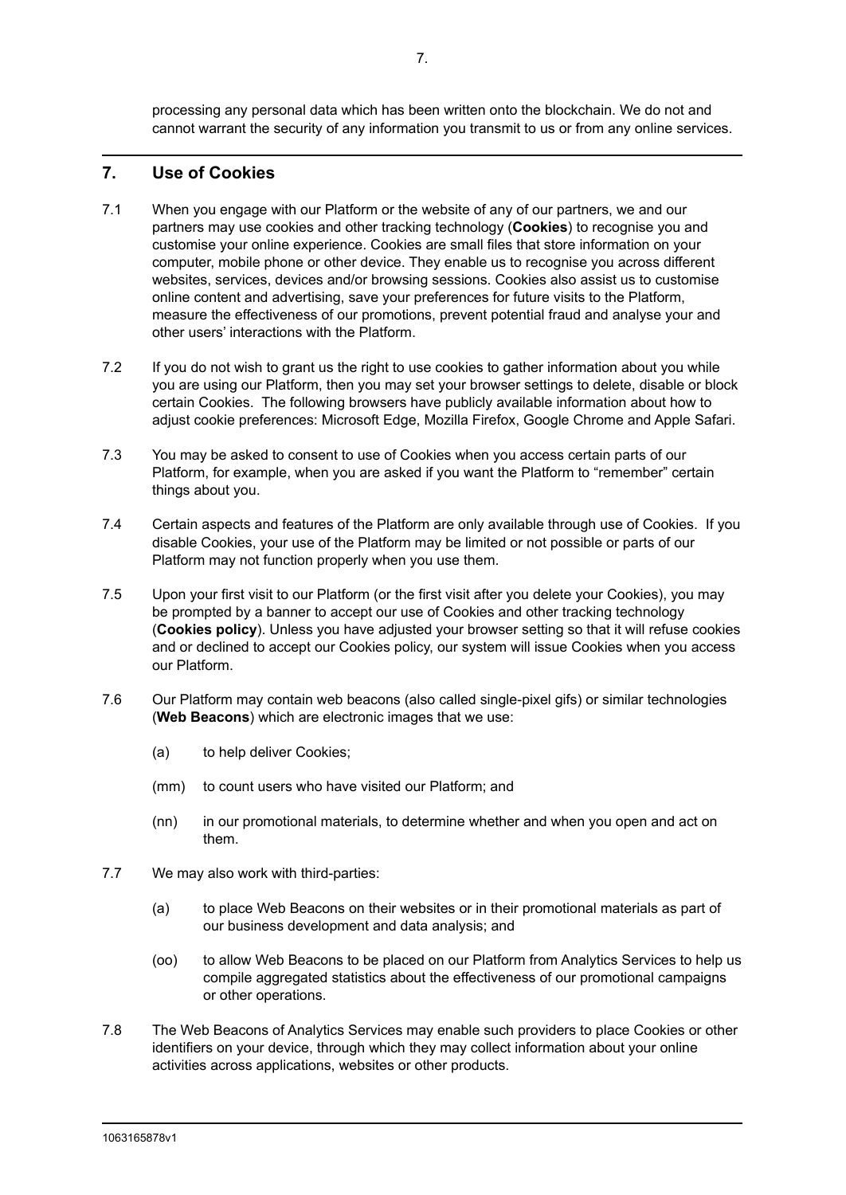processing any personal data which has been written onto the blockchain. We do not and cannot warrant the security of any information you transmit to us or from any online services.

## 7. Use of Cookies

7.1 When you engage with our Platform or the website of any of our partners, we and our partners may use cookies and other tracking technology (**Cookies**) to recognise you and customise your online experience. Cookies are small files that store information on your computer, mobile phone or other device. They enable us to recognise you across different websites, services, devices and/or browsing sessions. Cookies also assist us to customise online content and advertising, save your preferences for future visits to the Platform, measure the effectiveness of our promotions, prevent potential fraud and analyse your and other users' interactions with the Platform.

7.2 If you do not wish to grant us the right to use cookies to gather information about you while you are using our Platform, then you may set your browser settings to delete, disable or block certain Cookies. The following browsers have publicly available information about how to adjust cookie preferences: Microsoft Edge, Mozilla Firefox, Google Chrome and Apple Safari.

7.3 You may be asked to consent to use of Cookies when you access certain parts of our Platform, for example, when you are asked if you want the Platform to "remember" certain things about you.

7.4 Certain aspects and features of the Platform are only available through use of Cookies. If you disable Cookies, your use of the Platform may be limited or not possible or parts of our Platform may not function properly when you use them.

7.5 Upon your first visit to our Platform (or the first visit after you delete your Cookies), you may be prompted by a banner to accept our use of Cookies and other tracking technology (**Cookies policy**). Unless you have adjusted your browser setting so that it will refuse cookies and or declined to accept our Cookies policy, our system will issue Cookies when you access our Platform.

7.6 Our Platform may contain web beacons (also called single-pixel gifs) or similar technologies (**Web Beacons**) which are electronic images that we use:

(a) to help deliver Cookies;

(mm) to count users who have visited our Platform; and

(nn) in our promotional materials, to determine whether and when you open and act on them.

7.7 We may also work with third-parties:

(a) to place Web Beacons on their websites or in their promotional materials as part of our business development and data analysis; and

(oo) to allow Web Beacons to be placed on our Platform from Analytics Services to help us compile aggregated statistics about the effectiveness of our promotional campaigns or other operations.

7.8 The Web Beacons of Analytics Services may enable such providers to place Cookies or other identifiers on your device, through which they may collect information about your online activities across applications, websites or other products.

1063165878v1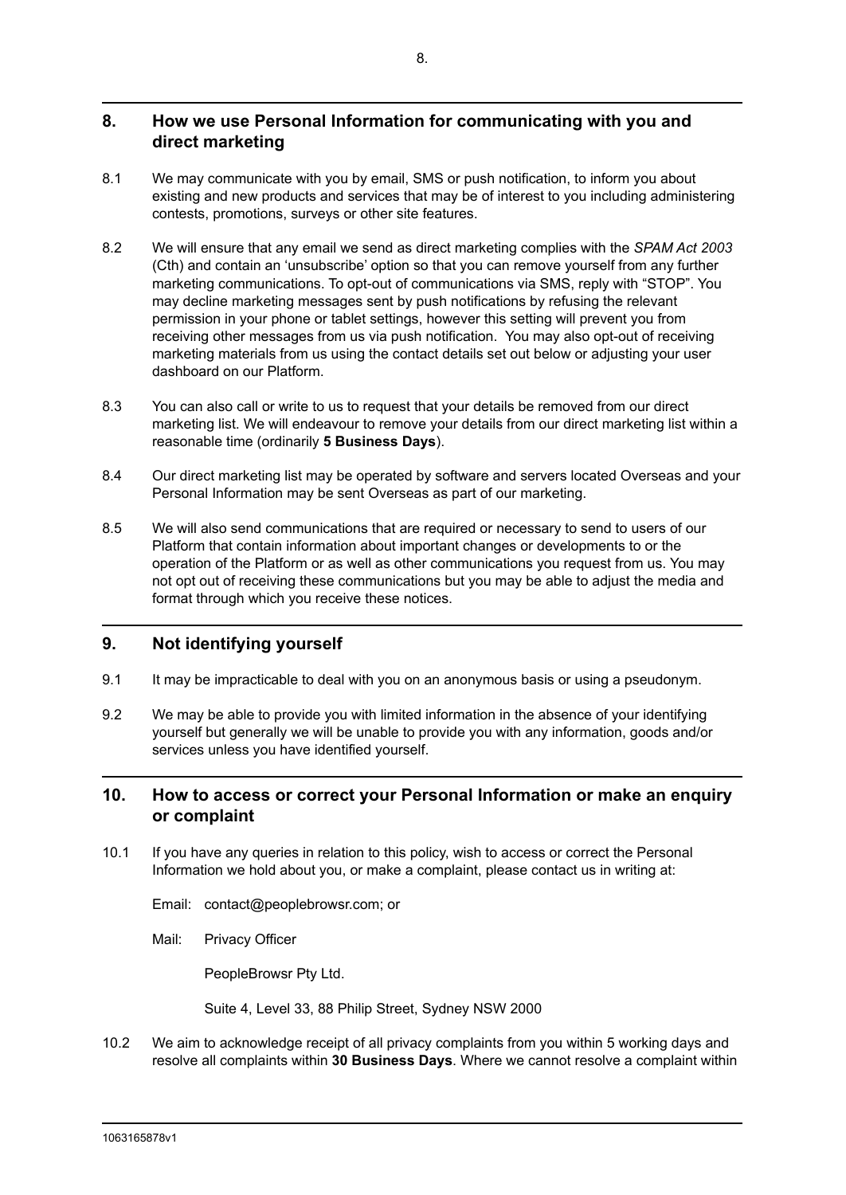## 8. How we use Personal Information for communicating with you and direct marketing

8.1 We may communicate with you by email, SMS or push notification, to inform you about existing and new products and services that may be of interest to you including administering contests, promotions, surveys or other site features.

8.2 We will ensure that any email we send as direct marketing complies with the *SPAM Act 2003* (Cth) and contain an 'unsubscribe' option so that you can remove yourself from any further marketing communications. To opt-out of communications via SMS, reply with "STOP". You may decline marketing messages sent by push notifications by refusing the relevant permission in your phone or tablet settings, however this setting will prevent you from receiving other messages from us via push notification. You may also opt-out of receiving marketing materials from us using the contact details set out below or adjusting your user dashboard on our Platform.

8.3 You can also call or write to us to request that your details be removed from our direct marketing list. We will endeavour to remove your details from our direct marketing list within a reasonable time (ordinarily **5 Business Days**).

8.4 Our direct marketing list may be operated by software and servers located Overseas and your Personal Information may be sent Overseas as part of our marketing.

8.5 We will also send communications that are required or necessary to send to users of our Platform that contain information about important changes or developments to or the operation of the Platform or as well as other communications you request from us. You may not opt out of receiving these communications but you may be able to adjust the media and format through which you receive these notices.

## 9. Not identifying yourself

9.1 It may be impracticable to deal with you on an anonymous basis or using a pseudonym.

9.2 We may be able to provide you with limited information in the absence of your identifying yourself but generally we will be unable to provide you with any information, goods and/or services unless you have identified yourself.

## 10. How to access or correct your Personal Information or make an enquiry or complaint

10.1 If you have any queries in relation to this policy, wish to access or correct the Personal Information we hold about you, or make a complaint, please contact us in writing at:

Email: contact@peoplebrowsr.com; or

Mail: Privacy Officer

PeopleBrowsr Pty Ltd.

Suite 4, Level 33, 88 Philip Street, Sydney NSW 2000

10.2 We aim to acknowledge receipt of all privacy complaints from you within 5 working days and resolve all complaints within **30 Business Days**. Where we cannot resolve a complaint within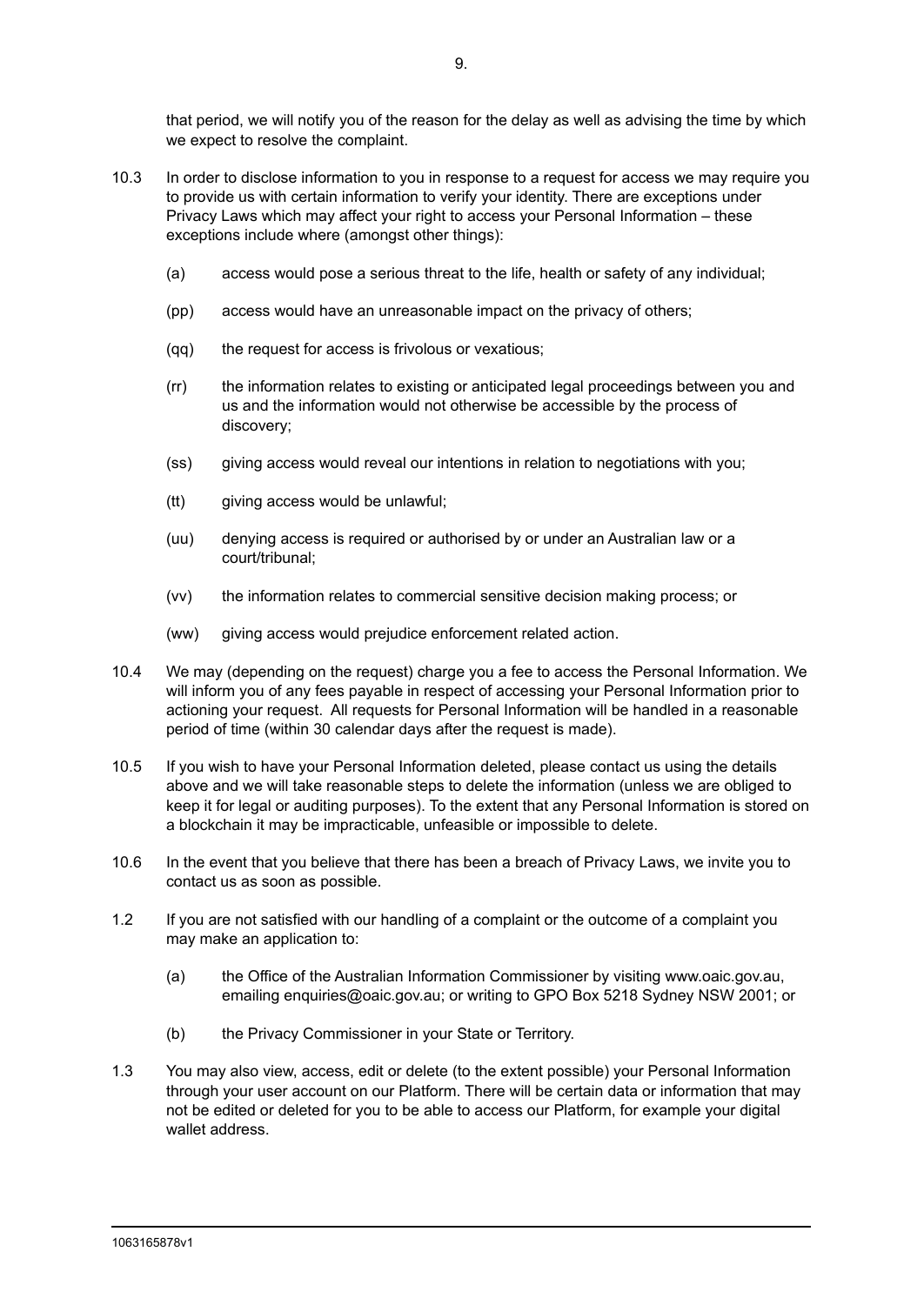that period, we will notify you of the reason for the delay as well as advising the time by which we expect to resolve the complaint.

10.3 In order to disclose information to you in response to a request for access we may require you to provide us with certain information to verify your identity. There are exceptions under Privacy Laws which may affect your right to access your Personal Information – these exceptions include where (amongst other things):

(a) access would pose a serious threat to the life, health or safety of any individual;

(pp) access would have an unreasonable impact on the privacy of others;

(qq) the request for access is frivolous or vexatious;

(rr) the information relates to existing or anticipated legal proceedings between you and us and the information would not otherwise be accessible by the process of discovery;

(ss) giving access would reveal our intentions in relation to negotiations with you;

(tt) giving access would be unlawful;

(uu) denying access is required or authorised by or under an Australian law or a court/tribunal;

(vv) the information relates to commercial sensitive decision making process; or

(ww) giving access would prejudice enforcement related action.

10.4 We may (depending on the request) charge you a fee to access the Personal Information. We will inform you of any fees payable in respect of accessing your Personal Information prior to actioning your request. All requests for Personal Information will be handled in a reasonable period of time (within 30 calendar days after the request is made).

10.5 If you wish to have your Personal Information deleted, please contact us using the details above and we will take reasonable steps to delete the information (unless we are obliged to keep it for legal or auditing purposes). To the extent that any Personal Information is stored on a blockchain it may be impracticable, unfeasible or impossible to delete.

10.6 In the event that you believe that there has been a breach of Privacy Laws, we invite you to contact us as soon as possible.

1.2 If you are not satisfied with our handling of a complaint or the outcome of a complaint you may make an application to:

(a) the Office of the Australian Information Commissioner by visiting www.oaic.gov.au, emailing enquiries@oaic.gov.au; or writing to GPO Box 5218 Sydney NSW 2001; or

(b) the Privacy Commissioner in your State or Territory.

1.3 You may also view, access, edit or delete (to the extent possible) your Personal Information through your user account on our Platform. There will be certain data or information that may not be edited or deleted for you to be able to access our Platform, for example your digital wallet address.

1063165878v1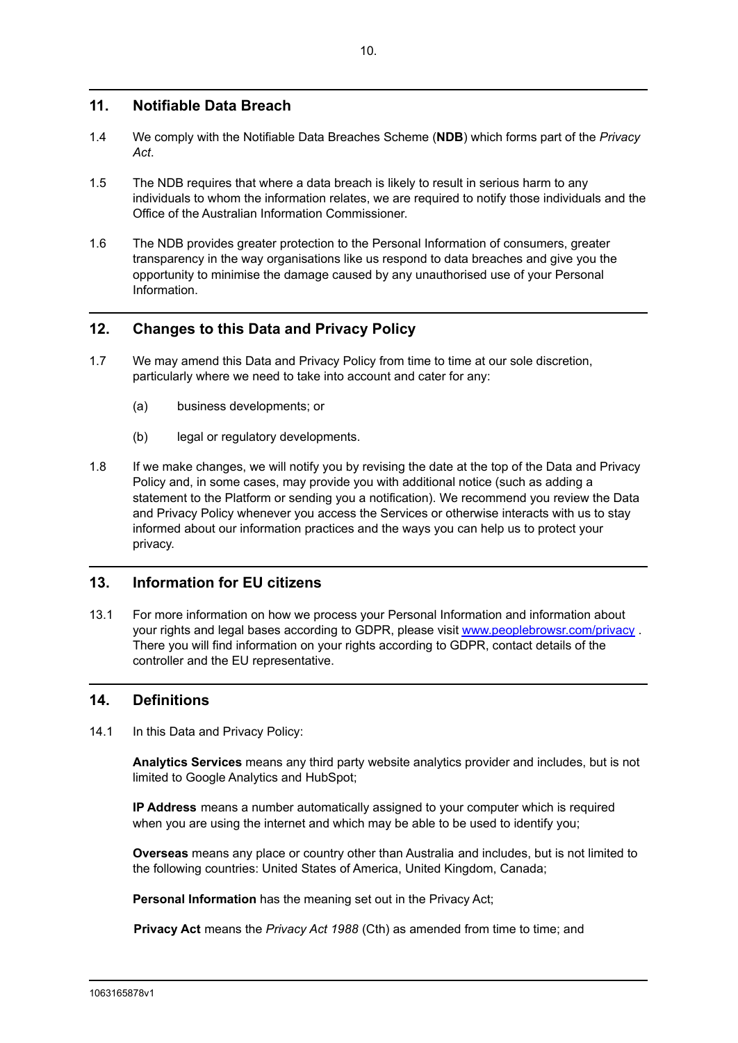## 11. Notifiable Data Breach

1.4 We comply with the Notifiable Data Breaches Scheme (**NDB**) which forms part of the *Privacy Act*.

1.5 The NDB requires that where a data breach is likely to result in serious harm to any individuals to whom the information relates, we are required to notify those individuals and the Office of the Australian Information Commissioner.

1.6 The NDB provides greater protection to the Personal Information of consumers, greater transparency in the way organisations like us respond to data breaches and give you the opportunity to minimise the damage caused by any unauthorised use of your Personal Information.

## 12. Changes to this Data and Privacy Policy

1.7 We may amend this Data and Privacy Policy from time to time at our sole discretion, particularly where we need to take into account and cater for any:

(a) business developments; or

(b) legal or regulatory developments.

1.8 If we make changes, we will notify you by revising the date at the top of the Data and Privacy Policy and, in some cases, may provide you with additional notice (such as adding a statement to the Platform or sending you a notification). We recommend you review the Data and Privacy Policy whenever you access the Services or otherwise interacts with us to stay informed about our information practices and the ways you can help us to protect your privacy.

## 13. Information for EU citizens

13.1 For more information on how we process your Personal Information and information about your rights and legal bases according to GDPR, please visit [www.peoplebrowsr.com/privacy](www.peoplebrowsr.com/privacy) . There you will find information on your rights according to GDPR, contact details of the controller and the EU representative.

## 14. Definitions

14.1 In this Data and Privacy Policy:

**Analytics Services** means any third party website analytics provider and includes, but is not limited to Google Analytics and HubSpot;

**IP Address** means a number automatically assigned to your computer which is required when you are using the internet and which may be able to be used to identify you;

**Overseas** means any place or country other than Australia and includes, but is not limited to the following countries: United States of America, United Kingdom, Canada;

**Personal Information** has the meaning set out in the Privacy Act;

**Privacy Act** means the *Privacy Act 1988* (Cth) as amended from time to time; and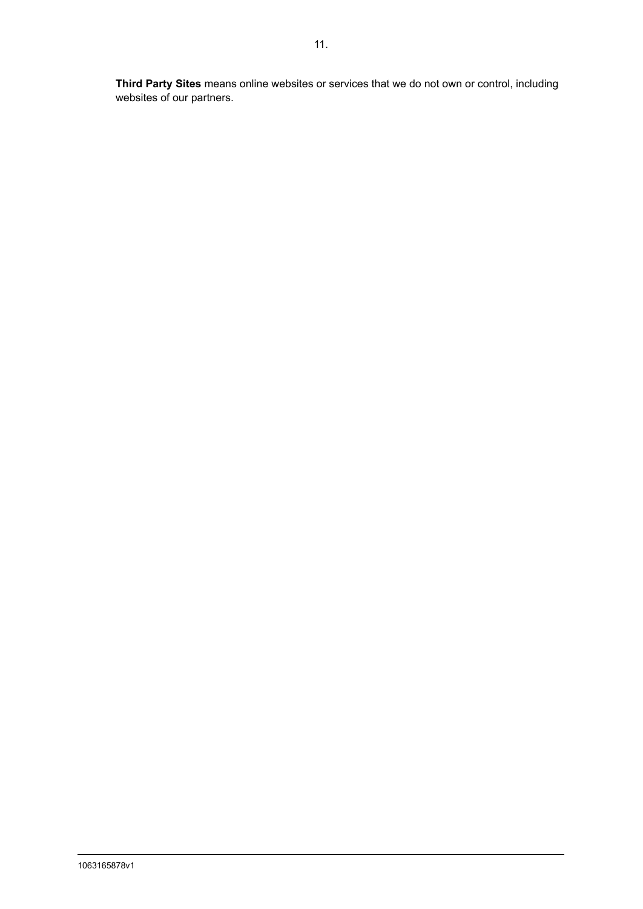**Third Party Sites** means online websites or services that we do not own or control, including websites of our partners.